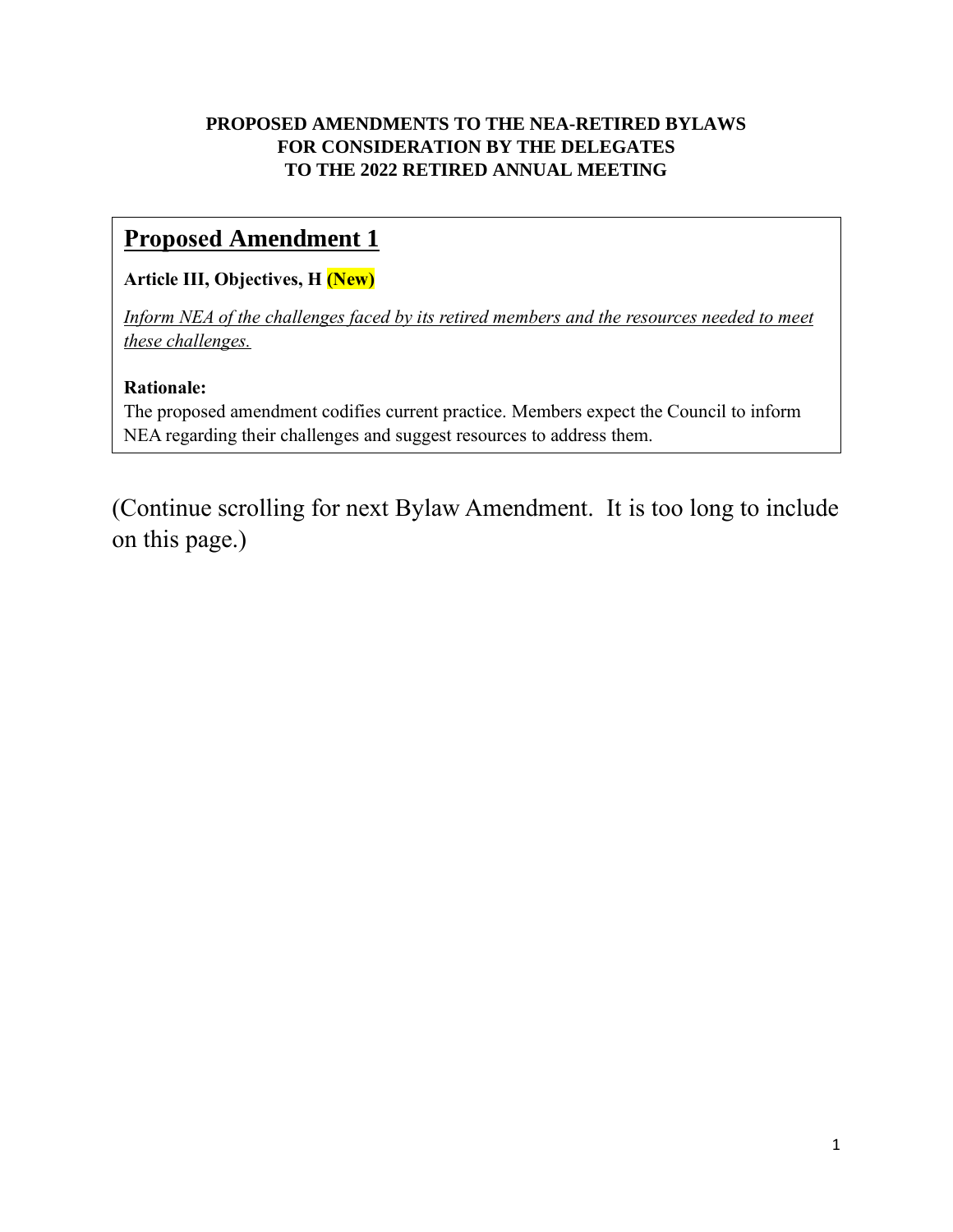**PROPOSED AMENDMENTS TO THE NEA-RETIRED BYLAWS**
**FOR CONSIDERATION BY THE DELEGATES**
**TO THE 2022 RETIRED ANNUAL MEETING**

## Proposed Amendment 1

**Article III, Objectives, H (New)**

*Inform NEA of the challenges faced by its retired members and the resources needed to meet these challenges.*

**Rationale:**
The proposed amendment codifies current practice. Members expect the Council to inform NEA regarding their challenges and suggest resources to address them.

(Continue scrolling for next Bylaw Amendment. It is too long to include on this page.)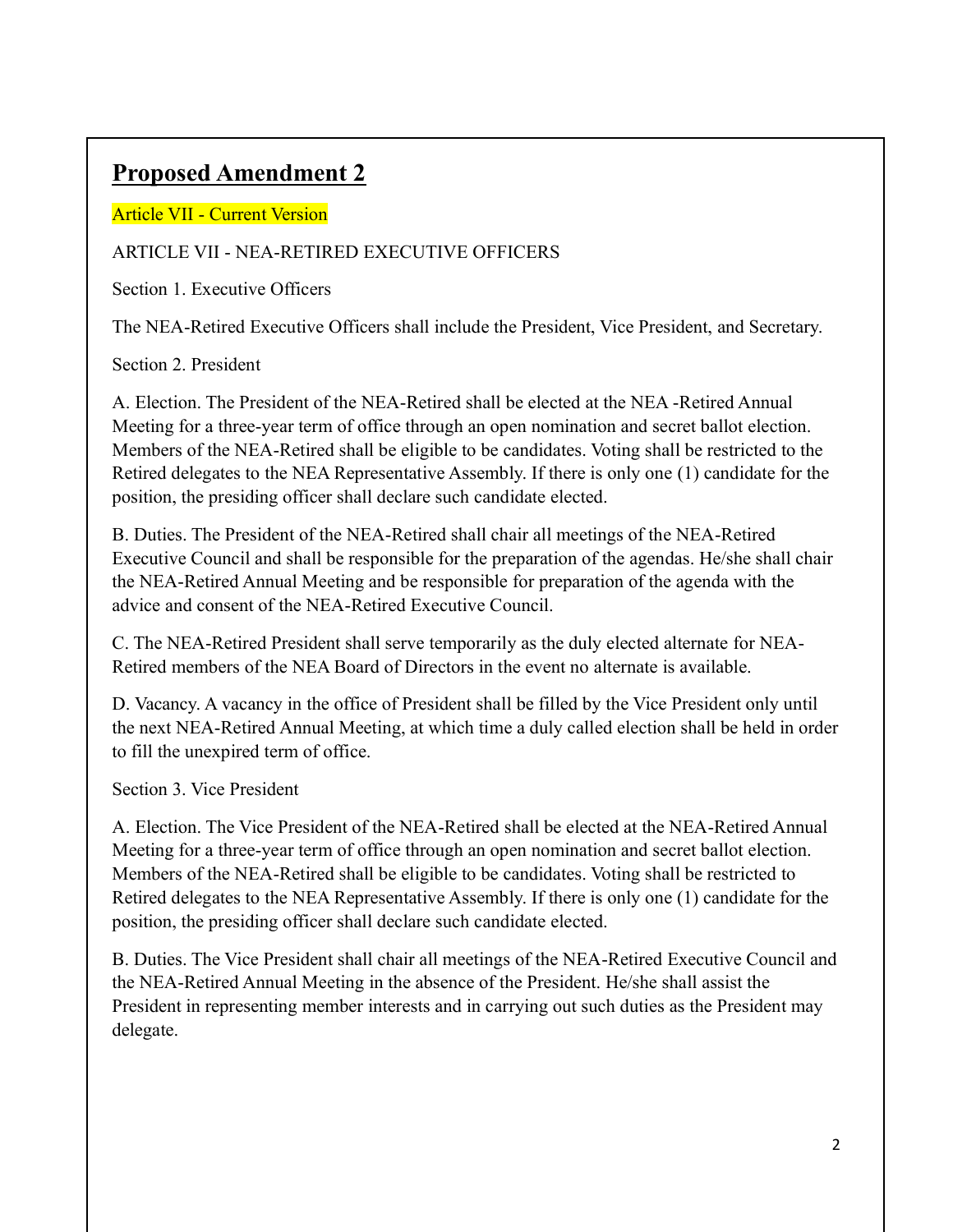## Proposed Amendment 2

Article VII - Current Version

ARTICLE VII - NEA-RETIRED EXECUTIVE OFFICERS

Section 1. Executive Officers

The NEA-Retired Executive Officers shall include the President, Vice President, and Secretary.

Section 2. President

A. Election. The President of the NEA-Retired shall be elected at the NEA -Retired Annual Meeting for a three-year term of office through an open nomination and secret ballot election. Members of the NEA-Retired shall be eligible to be candidates. Voting shall be restricted to the Retired delegates to the NEA Representative Assembly. If there is only one (1) candidate for the position, the presiding officer shall declare such candidate elected.

B. Duties. The President of the NEA-Retired shall chair all meetings of the NEA-Retired Executive Council and shall be responsible for the preparation of the agendas. He/she shall chair the NEA-Retired Annual Meeting and be responsible for preparation of the agenda with the advice and consent of the NEA-Retired Executive Council.

C. The NEA-Retired President shall serve temporarily as the duly elected alternate for NEA-Retired members of the NEA Board of Directors in the event no alternate is available.

D. Vacancy. A vacancy in the office of President shall be filled by the Vice President only until the next NEA-Retired Annual Meeting, at which time a duly called election shall be held in order to fill the unexpired term of office.

Section 3. Vice President

A. Election. The Vice President of the NEA-Retired shall be elected at the NEA-Retired Annual Meeting for a three-year term of office through an open nomination and secret ballot election. Members of the NEA-Retired shall be eligible to be candidates. Voting shall be restricted to Retired delegates to the NEA Representative Assembly. If there is only one (1) candidate for the position, the presiding officer shall declare such candidate elected.

B. Duties. The Vice President shall chair all meetings of the NEA-Retired Executive Council and the NEA-Retired Annual Meeting in the absence of the President. He/she shall assist the President in representing member interests and in carrying out such duties as the President may delegate.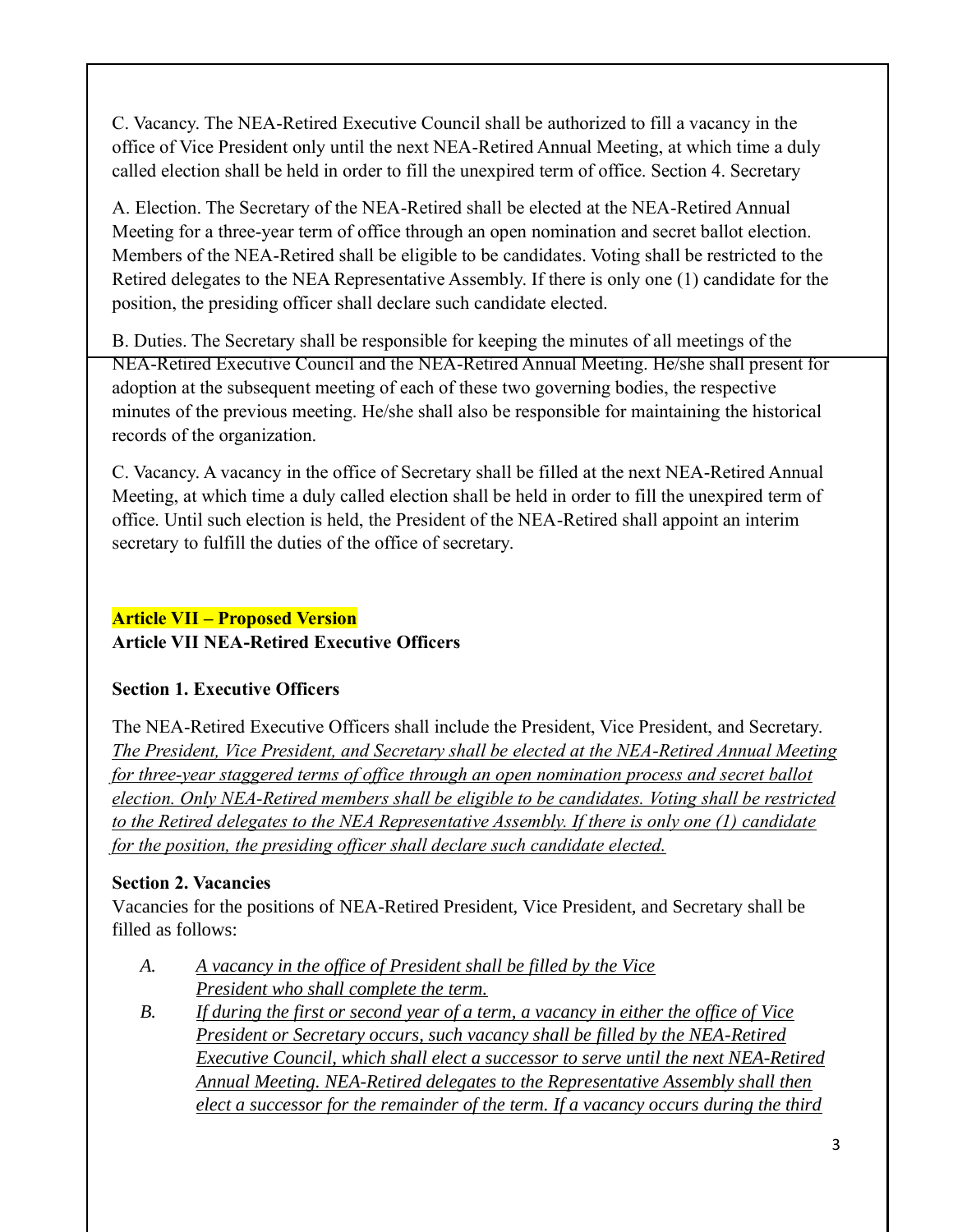C. Vacancy. The NEA-Retired Executive Council shall be authorized to fill a vacancy in the office of Vice President only until the next NEA-Retired Annual Meeting, at which time a duly called election shall be held in order to fill the unexpired term of office. Section 4. Secretary

A. Election. The Secretary of the NEA-Retired shall be elected at the NEA-Retired Annual Meeting for a three-year term of office through an open nomination and secret ballot election. Members of the NEA-Retired shall be eligible to be candidates. Voting shall be restricted to the Retired delegates to the NEA Representative Assembly. If there is only one (1) candidate for the position, the presiding officer shall declare such candidate elected.

B. Duties. The Secretary shall be responsible for keeping the minutes of all meetings of the NEA-Retired Executive Council and the NEA-Retired Annual Meeting. He/she shall present for adoption at the subsequent meeting of each of these two governing bodies, the respective minutes of the previous meeting. He/she shall also be responsible for maintaining the historical records of the organization.

C. Vacancy. A vacancy in the office of Secretary shall be filled at the next NEA-Retired Annual Meeting, at which time a duly called election shall be held in order to fill the unexpired term of office. Until such election is held, the President of the NEA-Retired shall appoint an interim secretary to fulfill the duties of the office of secretary.

**Article VII – Proposed Version**

**Article VII NEA-Retired Executive Officers**

**Section 1. Executive Officers**

The NEA-Retired Executive Officers shall include the President, Vice President, and Secretary. *The President, Vice President, and Secretary shall be elected at the NEA-Retired Annual Meeting for three-year staggered terms of office through an open nomination process and secret ballot election. Only NEA-Retired members shall be eligible to be candidates. Voting shall be restricted to the Retired delegates to the NEA Representative Assembly. If there is only one (1) candidate for the position, the presiding officer shall declare such candidate elected.*

**Section 2. Vacancies**

Vacancies for the positions of NEA-Retired President, Vice President, and Secretary shall be filled as follows:

A. *A vacancy in the office of President shall be filled by the Vice President who shall complete the term.*

B. *If during the first or second year of a term, a vacancy in either the office of Vice President or Secretary occurs, such vacancy shall be filled by the NEA-Retired Executive Council, which shall elect a successor to serve until the next NEA-Retired Annual Meeting. NEA-Retired delegates to the Representative Assembly shall then elect a successor for the remainder of the term. If a vacancy occurs during the third*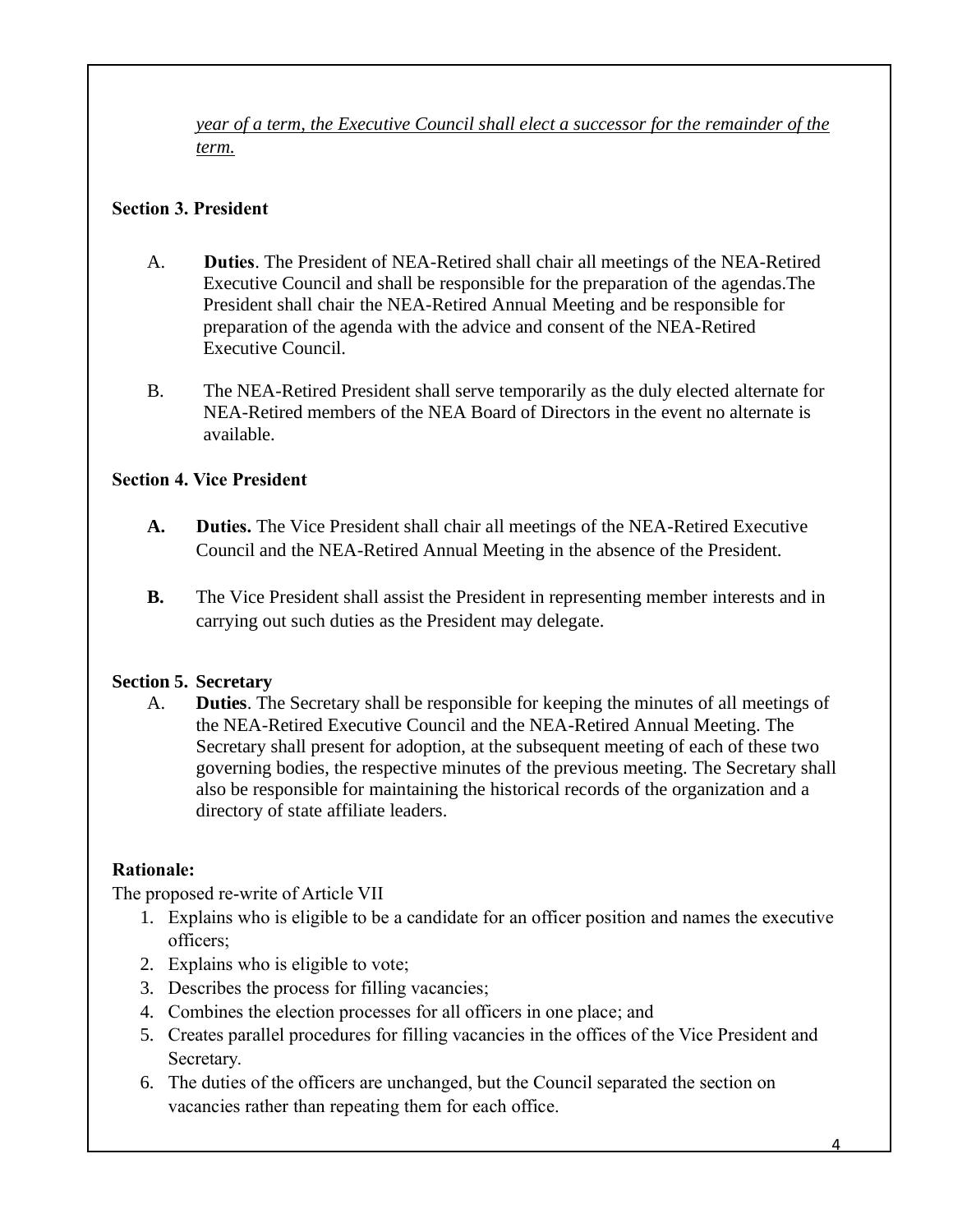*year of a term, the Executive Council shall elect a successor for the remainder of the term.*

**Section 3. President**

A. **Duties**. The President of NEA-Retired shall chair all meetings of the NEA-Retired Executive Council and shall be responsible for the preparation of the agendas.The President shall chair the NEA-Retired Annual Meeting and be responsible for preparation of the agenda with the advice and consent of the NEA-Retired Executive Council.

B. The NEA-Retired President shall serve temporarily as the duly elected alternate for NEA-Retired members of the NEA Board of Directors in the event no alternate is available.

**Section 4. Vice President**

**A.** **Duties.** The Vice President shall chair all meetings of the NEA-Retired Executive Council and the NEA-Retired Annual Meeting in the absence of the President.

**B.** The Vice President shall assist the President in representing member interests and in carrying out such duties as the President may delegate.

**Section 5. Secretary**

A. **Duties**. The Secretary shall be responsible for keeping the minutes of all meetings of the NEA-Retired Executive Council and the NEA-Retired Annual Meeting. The Secretary shall present for adoption, at the subsequent meeting of each of these two governing bodies, the respective minutes of the previous meeting. The Secretary shall also be responsible for maintaining the historical records of the organization and a directory of state affiliate leaders.

**Rationale:**

The proposed re-write of Article VII

1. Explains who is eligible to be a candidate for an officer position and names the executive officers;
2. Explains who is eligible to vote;
3. Describes the process for filling vacancies;
4. Combines the election processes for all officers in one place; and
5. Creates parallel procedures for filling vacancies in the offices of the Vice President and Secretary.
6. The duties of the officers are unchanged, but the Council separated the section on vacancies rather than repeating them for each office.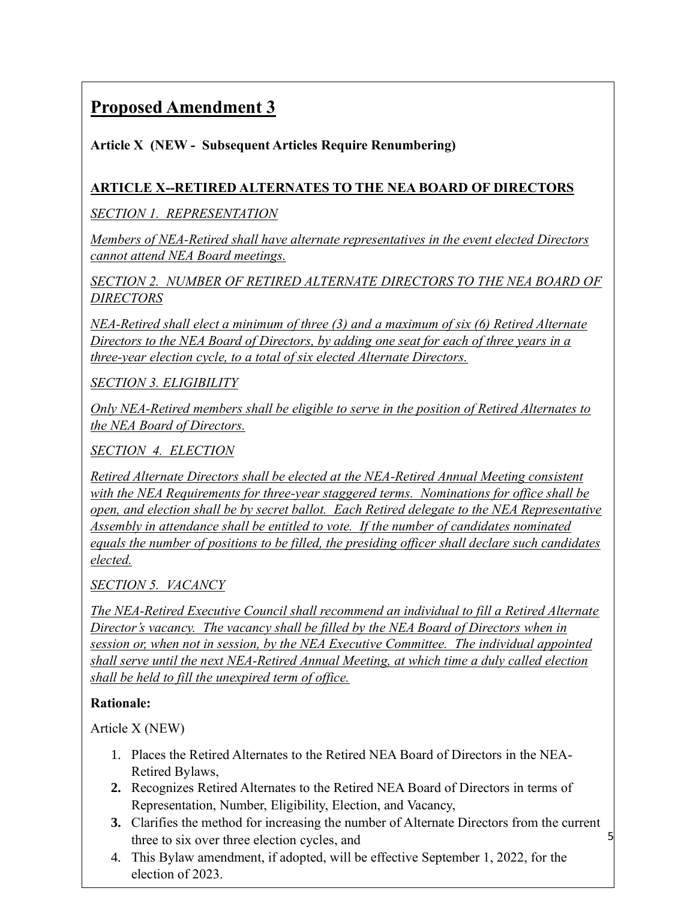## Proposed Amendment 3

**Article X (NEW - Subsequent Articles Require Renumbering)**

**ARTICLE X--RETIRED ALTERNATES TO THE NEA BOARD OF DIRECTORS**

*SECTION 1. REPRESENTATION*

*Members of NEA-Retired shall have alternate representatives in the event elected Directors cannot attend NEA Board meetings.*

*SECTION 2. NUMBER OF RETIRED ALTERNATE DIRECTORS TO THE NEA BOARD OF DIRECTORS*

*NEA-Retired shall elect a minimum of three (3) and a maximum of six (6) Retired Alternate Directors to the NEA Board of Directors, by adding one seat for each of three years in a three-year election cycle, to a total of six elected Alternate Directors.*

*SECTION 3. ELIGIBILITY*

*Only NEA-Retired members shall be eligible to serve in the position of Retired Alternates to the NEA Board of Directors.*

*SECTION 4. ELECTION*

*Retired Alternate Directors shall be elected at the NEA-Retired Annual Meeting consistent with the NEA Requirements for three-year staggered terms. Nominations for office shall be open, and election shall be by secret ballot. Each Retired delegate to the NEA Representative Assembly in attendance shall be entitled to vote. If the number of candidates nominated equals the number of positions to be filled, the presiding officer shall declare such candidates elected.*

*SECTION 5. VACANCY*

*The NEA-Retired Executive Council shall recommend an individual to fill a Retired Alternate Director's vacancy. The vacancy shall be filled by the NEA Board of Directors when in session or, when not in session, by the NEA Executive Committee. The individual appointed shall serve until the next NEA-Retired Annual Meeting, at which time a duly called election shall be held to fill the unexpired term of office.*

**Rationale:**

Article X (NEW)

1. Places the Retired Alternates to the Retired NEA Board of Directors in the NEA-Retired Bylaws,
2. Recognizes Retired Alternates to the Retired NEA Board of Directors in terms of Representation, Number, Eligibility, Election, and Vacancy,
3. Clarifies the method for increasing the number of Alternate Directors from the current three to six over three election cycles, and
4. This Bylaw amendment, if adopted, will be effective September 1, 2022, for the election of 2023.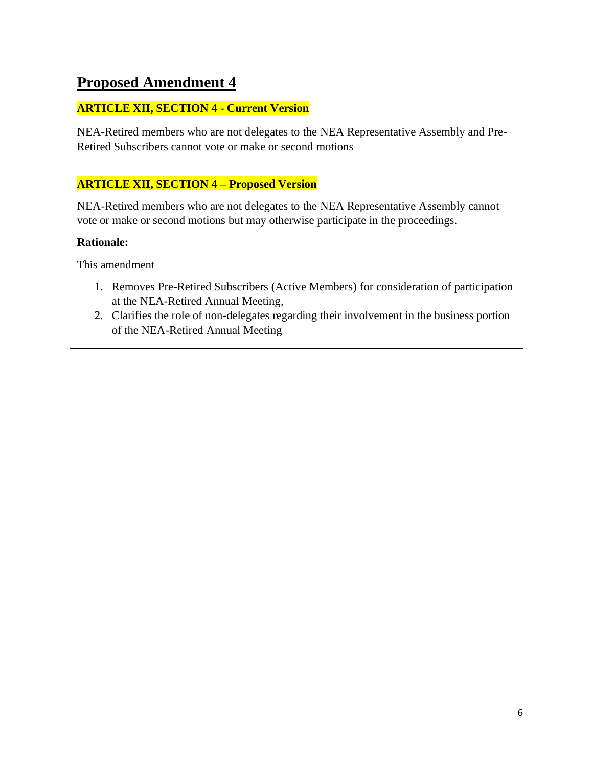# Proposed Amendment 4

**ARTICLE XII, SECTION 4 - Current Version**

NEA-Retired members who are not delegates to the NEA Representative Assembly and Pre-Retired Subscribers cannot vote or make or second motions

**ARTICLE XII, SECTION 4 – Proposed Version**

NEA-Retired members who are not delegates to the NEA Representative Assembly cannot vote or make or second motions but may otherwise participate in the proceedings.

**Rationale:**

This amendment

1. Removes Pre-Retired Subscribers (Active Members) for consideration of participation at the NEA-Retired Annual Meeting,
2. Clarifies the role of non-delegates regarding their involvement in the business portion of the NEA-Retired Annual Meeting